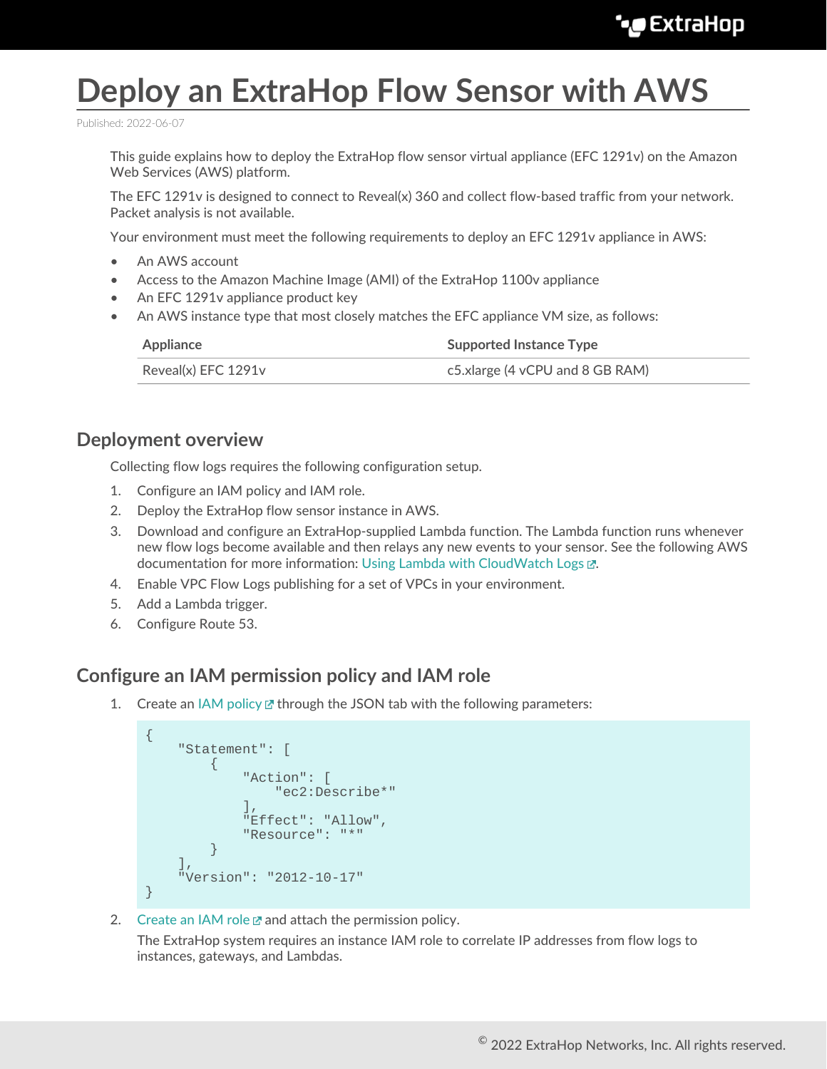# Deploy an ExtraHop Flow Sensor with AWS

Published: 2022-06-07

This guide explains how to deploy the ExtraHop flow sensor virtual appliance (EFC 1291v) on the Amazon Web Services (AWS) platform.

The EFC 1291v is designed to connect to Reveal(x) 360 and collect flow-based traffic from your network. Packet analysis is not available.

Your environment must meet the following requirements to deploy an EFC 1291v appliance in AWS:

- An AWS account
- Access to the Amazon Machine Image (AMI) of the ExtraHop 1100v appliance
- An EFC 1291v appliance product key
- An AWS instance type that most closely matches the EFC appliance VM size, as follows:

| Appliance | Supported Instance Type |
| --- | --- |
| Reveal(x) EFC 1291v | c5.xlarge (4 vCPU and 8 GB RAM) |

## Deployment overview

Collecting flow logs requires the following configuration setup.

1. Configure an IAM policy and IAM role.
2. Deploy the ExtraHop flow sensor instance in AWS.
3. Download and configure an ExtraHop-supplied Lambda function. The Lambda function runs whenever new flow logs become available and then relays any new events to your sensor. See the following AWS documentation for more information: Using Lambda with CloudWatch Logs.
4. Enable VPC Flow Logs publishing for a set of VPCs in your environment.
5. Add a Lambda trigger.
6. Configure Route 53.

## Configure an IAM permission policy and IAM role

1. Create an IAM policy through the JSON tab with the following parameters:

```
{
    "Statement": [
        {
            "Action": [
                "ec2:Describe*"
            ],
            "Effect": "Allow",
            "Resource": "*"
        }
    ],
    "Version": "2012-10-17"
}
```

2. Create an IAM role and attach the permission policy.

   The ExtraHop system requires an instance IAM role to correlate IP addresses from flow logs to instances, gateways, and Lambdas.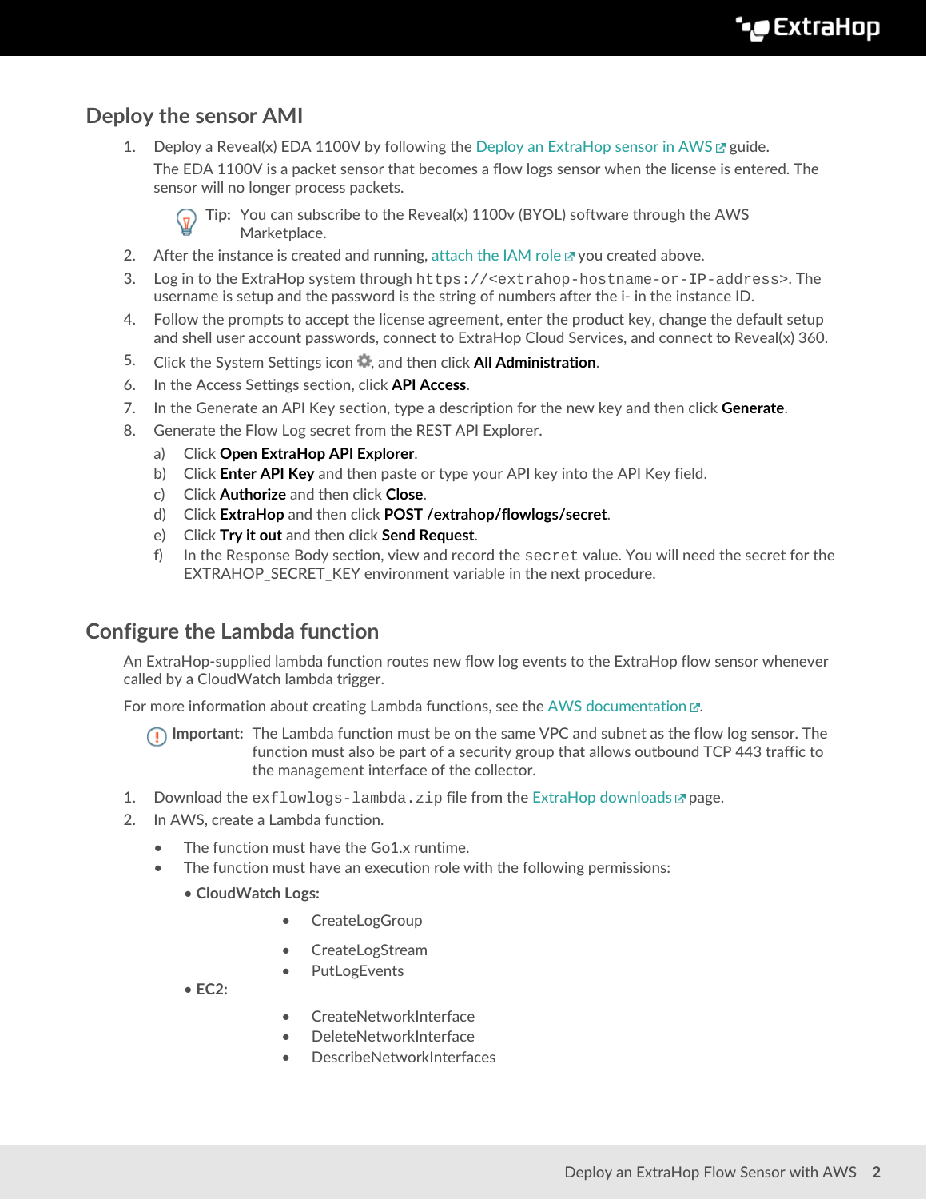## Deploy the sensor AMI

1. Deploy a Reveal(x) EDA 1100V by following the Deploy an ExtraHop sensor in AWS guide.

   The EDA 1100V is a packet sensor that becomes a flow logs sensor when the license is entered. The sensor will no longer process packets.

   **Tip:** You can subscribe to the Reveal(x) 1100v (BYOL) software through the AWS Marketplace.

2. After the instance is created and running, attach the IAM role you created above.
3. Log in to the ExtraHop system through `https://<extrahop-hostname-or-IP-address>`. The username is setup and the password is the string of numbers after the i- in the instance ID.
4. Follow the prompts to accept the license agreement, enter the product key, change the default setup and shell user account passwords, connect to ExtraHop Cloud Services, and connect to Reveal(x) 360.
5. Click the System Settings icon, and then click **All Administration**.
6. In the Access Settings section, click **API Access**.
7. In the Generate an API Key section, type a description for the new key and then click **Generate**.
8. Generate the Flow Log secret from the REST API Explorer.
   a) Click **Open ExtraHop API Explorer**.
   b) Click **Enter API Key** and then paste or type your API key into the API Key field.
   c) Click **Authorize** and then click **Close**.
   d) Click **ExtraHop** and then click **POST /extrahop/flowlogs/secret**.
   e) Click **Try it out** and then click **Send Request**.
   f) In the Response Body section, view and record the `secret` value. You will need the secret for the EXTRAHOP_SECRET_KEY environment variable in the next procedure.

## Configure the Lambda function

An ExtraHop-supplied lambda function routes new flow log events to the ExtraHop flow sensor whenever called by a CloudWatch lambda trigger.

For more information about creating Lambda functions, see the AWS documentation.

**Important:** The Lambda function must be on the same VPC and subnet as the flow log sensor. The function must also be part of a security group that allows outbound TCP 443 traffic to the management interface of the collector.

1. Download the `exflowlogs-lambda.zip` file from the ExtraHop downloads page.
2. In AWS, create a Lambda function.

   - The function must have the Go1.x runtime.
   - The function must have an execution role with the following permissions:
     - **CloudWatch Logs:**
       - CreateLogGroup
       - CreateLogStream
       - PutLogEvents
     - **EC2:**
       - CreateNetworkInterface
       - DeleteNetworkInterface
       - DescribeNetworkInterfaces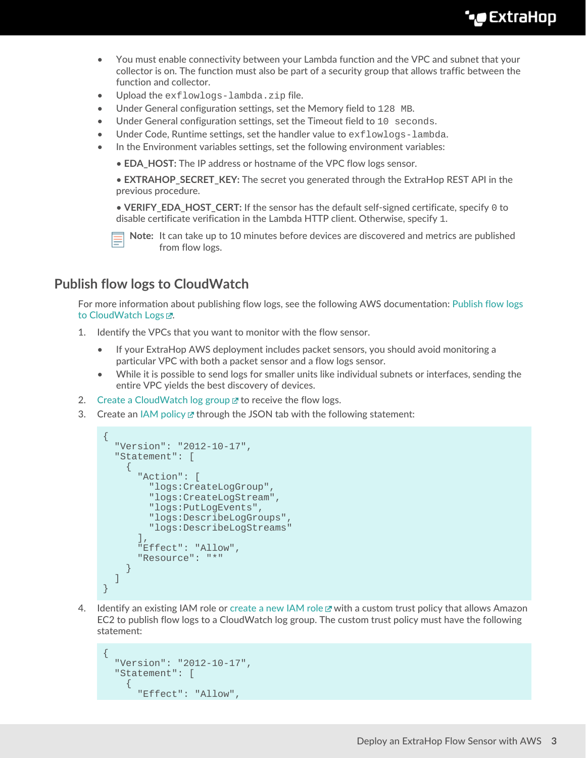- You must enable connectivity between your Lambda function and the VPC and subnet that your collector is on. The function must also be part of a security group that allows traffic between the function and collector.
- Upload the `exflowlogs-lambda.zip` file.
- Under General configuration settings, set the Memory field to `128 MB`.
- Under General configuration settings, set the Timeout field to `10 seconds`.
- Under Code, Runtime settings, set the handler value to `exflowlogs-lambda`.
- In the Environment variables settings, set the following environment variables:

  • **EDA_HOST:** The IP address or hostname of the VPC flow logs sensor.

  • **EXTRAHOP_SECRET_KEY:** The secret you generated through the ExtraHop REST API in the previous procedure.

  • **VERIFY_EDA_HOST_CERT:** If the sensor has the default self-signed certificate, specify `0` to disable certificate verification in the Lambda HTTP client. Otherwise, specify `1`.

  **Note:** It can take up to 10 minutes before devices are discovered and metrics are published from flow logs.

## Publish flow logs to CloudWatch

For more information about publishing flow logs, see the following AWS documentation: Publish flow logs to CloudWatch Logs.

1. Identify the VPCs that you want to monitor with the flow sensor.
   - If your ExtraHop AWS deployment includes packet sensors, you should avoid monitoring a particular VPC with both a packet sensor and a flow logs sensor.
   - While it is possible to send logs for smaller units like individual subnets or interfaces, sending the entire VPC yields the best discovery of devices.
2. Create a CloudWatch log group to receive the flow logs.
3. Create an IAM policy through the JSON tab with the following statement:

```
{
  "Version": "2012-10-17",
  "Statement": [
    {
      "Action": [
        "logs:CreateLogGroup",
        "logs:CreateLogStream",
        "logs:PutLogEvents",
        "logs:DescribeLogGroups",
        "logs:DescribeLogStreams"
      ],
      "Effect": "Allow",
      "Resource": "*"
    }
  ]
}
```

4. Identify an existing IAM role or create a new IAM role with a custom trust policy that allows Amazon EC2 to publish flow logs to a CloudWatch log group. The custom trust policy must have the following statement:

```
{
  "Version": "2012-10-17",
  "Statement": [
    {
      "Effect": "Allow",
```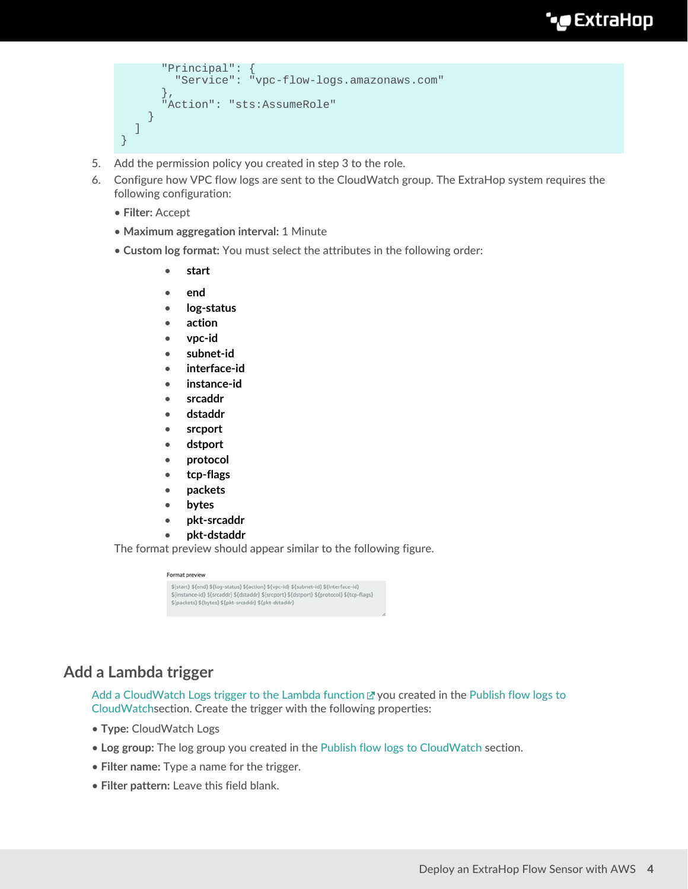```
      "Principal": {
        "Service": "vpc-flow-logs.amazonaws.com"
      },
      "Action": "sts:AssumeRole"
    }
  ]
}
```

5. Add the permission policy you created in step 3 to the role.
6. Configure how VPC flow logs are sent to the CloudWatch group. The ExtraHop system requires the following configuration:
   - **Filter:** Accept
   - **Maximum aggregation interval:** 1 Minute
   - **Custom log format:** You must select the attributes in the following order:
     - **start**
     - **end**
     - **log-status**
     - **action**
     - **vpc-id**
     - **subnet-id**
     - **interface-id**
     - **instance-id**
     - **srcaddr**
     - **dstaddr**
     - **srcport**
     - **dstport**
     - **protocol**
     - **tcp-flags**
     - **packets**
     - **bytes**
     - **pkt-srcaddr**
     - **pkt-dstaddr**

   The format preview should appear similar to the following figure.

   Format preview

   ```
   ${start} ${end} ${log-status} ${action} ${vpc-id} ${subnet-id} ${interface-id}
   ${instance-id} ${srcaddr} ${dstaddr} ${srcport} ${dstport} ${protocol} ${tcp-flags}
   ${packets} ${bytes} ${pkt-srcaddr} ${pkt-dstaddr}
   ```

## Add a Lambda trigger

Add a CloudWatch Logs trigger to the Lambda function you created in the Publish flow logs to CloudWatch section. Create the trigger with the following properties:

- **Type:** CloudWatch Logs
- **Log group:** The log group you created in the Publish flow logs to CloudWatch section.
- **Filter name:** Type a name for the trigger.
- **Filter pattern:** Leave this field blank.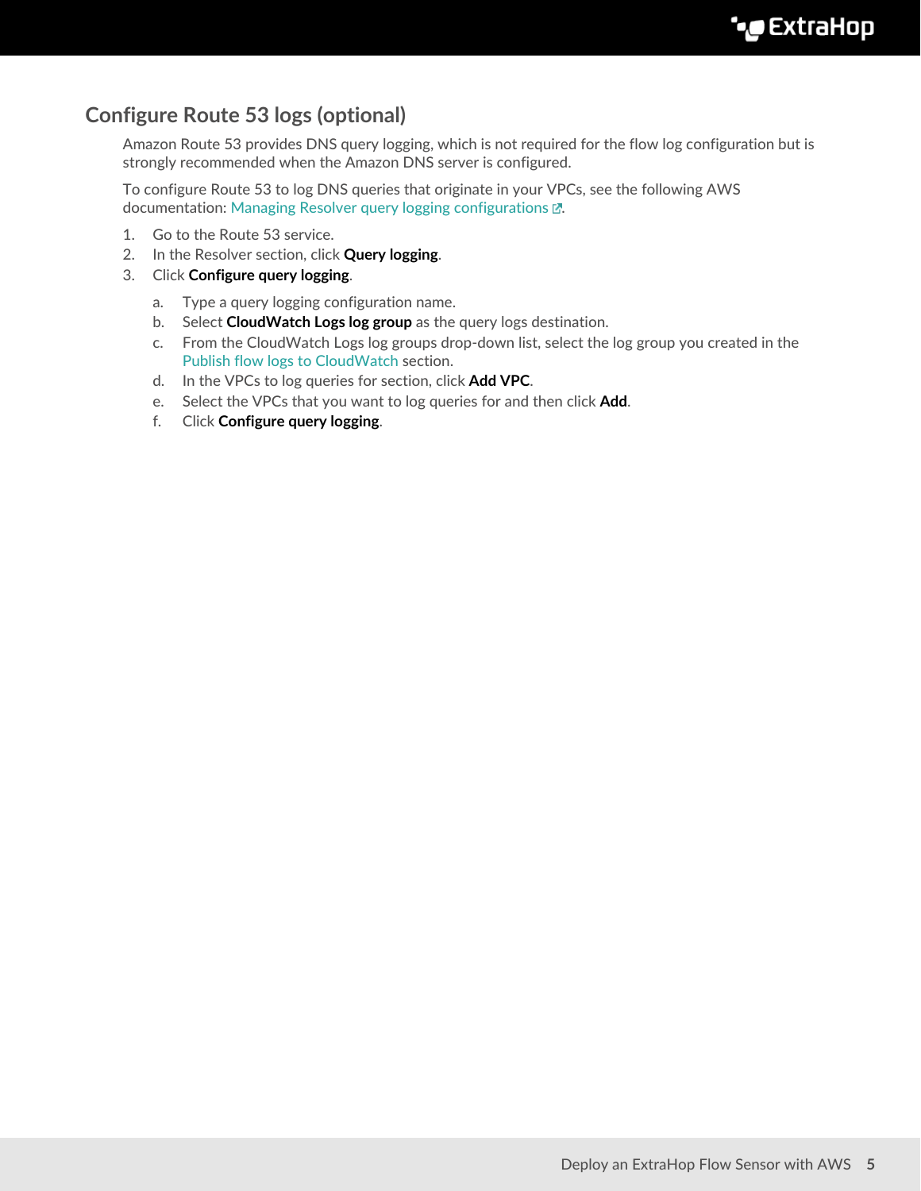## Configure Route 53 logs (optional)

Amazon Route 53 provides DNS query logging, which is not required for the flow log configuration but is strongly recommended when the Amazon DNS server is configured.

To configure Route 53 to log DNS queries that originate in your VPCs, see the following AWS documentation: Managing Resolver query logging configurations.

1. Go to the Route 53 service.
2. In the Resolver section, click **Query logging**.
3. Click **Configure query logging**.
   a. Type a query logging configuration name.
   b. Select **CloudWatch Logs log group** as the query logs destination.
   c. From the CloudWatch Logs log groups drop-down list, select the log group you created in the Publish flow logs to CloudWatch section.
   d. In the VPCs to log queries for section, click **Add VPC**.
   e. Select the VPCs that you want to log queries for and then click **Add**.
   f. Click **Configure query logging**.